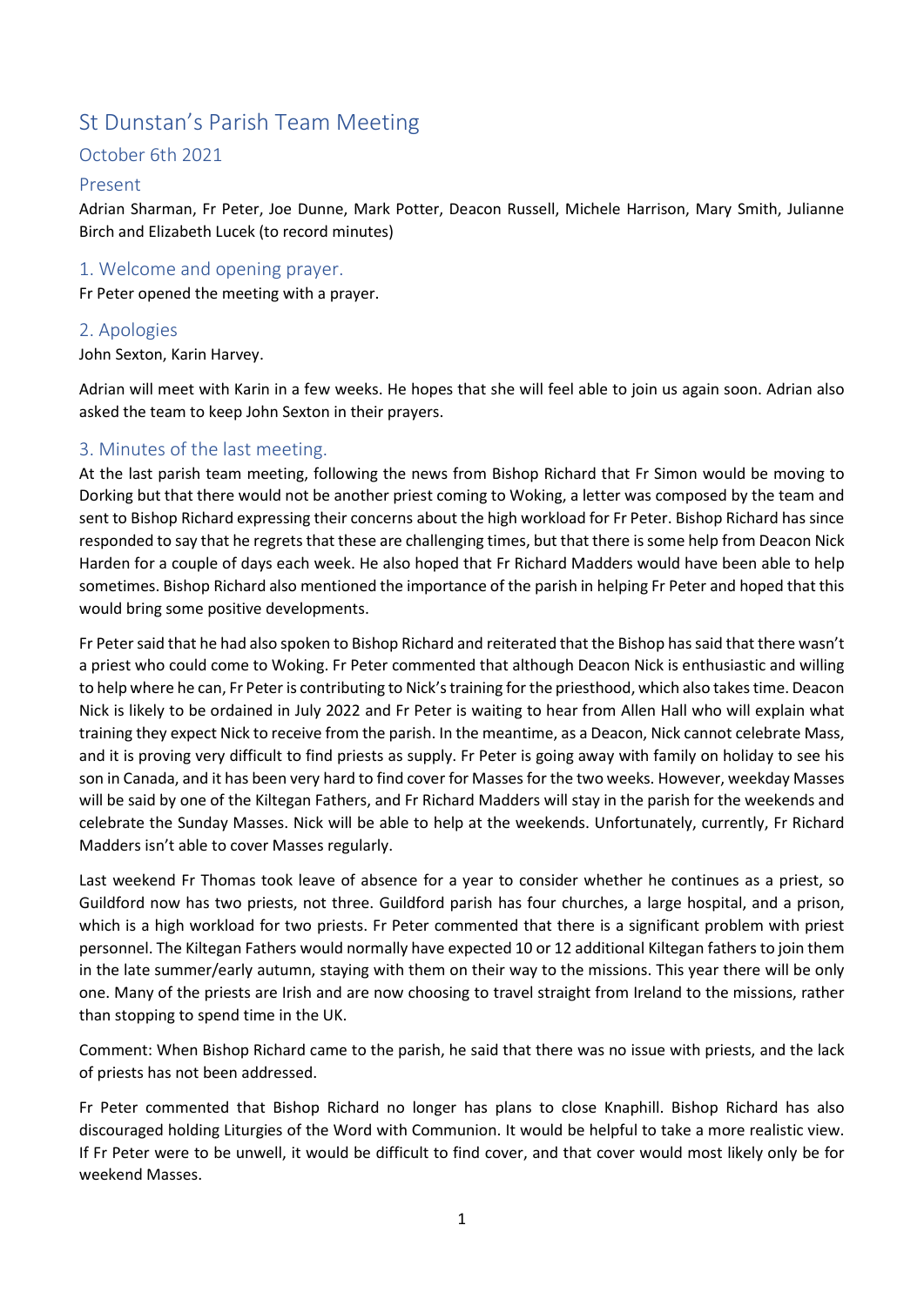# St Dunstan's Parish Team Meeting

## October 6th 2021

### Present

Adrian Sharman, Fr Peter, Joe Dunne, Mark Potter, Deacon Russell, Michele Harrison, Mary Smith, Julianne Birch and Elizabeth Lucek (to record minutes)

### 1. Welcome and opening prayer.

Fr Peter opened the meeting with a prayer.

### 2. Apologies

John Sexton, Karin Harvey.

Adrian will meet with Karin in a few weeks. He hopes that she will feel able to join us again soon. Adrian also asked the team to keep John Sexton in their prayers.

### 3. Minutes of the last meeting.

At the last parish team meeting, following the news from Bishop Richard that Fr Simon would be moving to Dorking but that there would not be another priest coming to Woking, a letter was composed by the team and sent to Bishop Richard expressing their concerns about the high workload for Fr Peter. Bishop Richard has since responded to say that he regrets that these are challenging times, but that there is some help from Deacon Nick Harden for a couple of days each week. He also hoped that Fr Richard Madders would have been able to help sometimes. Bishop Richard also mentioned the importance of the parish in helping Fr Peter and hoped that this would bring some positive developments.

Fr Peter said that he had also spoken to Bishop Richard and reiterated that the Bishop has said that there wasn't a priest who could come to Woking. Fr Peter commented that although Deacon Nick is enthusiastic and willing to help where he can, Fr Peter is contributing to Nick's training for the priesthood, which also takes time. Deacon Nick is likely to be ordained in July 2022 and Fr Peter is waiting to hear from Allen Hall who will explain what training they expect Nick to receive from the parish. In the meantime, as a Deacon, Nick cannot celebrate Mass, and it is proving very difficult to find priests as supply. Fr Peter is going away with family on holiday to see his son in Canada, and it has been very hard to find cover for Masses for the two weeks. However, weekday Masses will be said by one of the Kiltegan Fathers, and Fr Richard Madders will stay in the parish for the weekends and celebrate the Sunday Masses. Nick will be able to help at the weekends. Unfortunately, currently, Fr Richard Madders isn't able to cover Masses regularly.

Last weekend Fr Thomas took leave of absence for a year to consider whether he continues as a priest, so Guildford now has two priests, not three. Guildford parish has four churches, a large hospital, and a prison, which is a high workload for two priests. Fr Peter commented that there is a significant problem with priest personnel. The Kiltegan Fathers would normally have expected 10 or 12 additional Kiltegan fathers to join them in the late summer/early autumn, staying with them on their way to the missions. This year there will be only one. Many of the priests are Irish and are now choosing to travel straight from Ireland to the missions, rather than stopping to spend time in the UK.

Comment: When Bishop Richard came to the parish, he said that there was no issue with priests, and the lack of priests has not been addressed.

Fr Peter commented that Bishop Richard no longer has plans to close Knaphill. Bishop Richard has also discouraged holding Liturgies of the Word with Communion. It would be helpful to take a more realistic view. If Fr Peter were to be unwell, it would be difficult to find cover, and that cover would most likely only be for weekend Masses.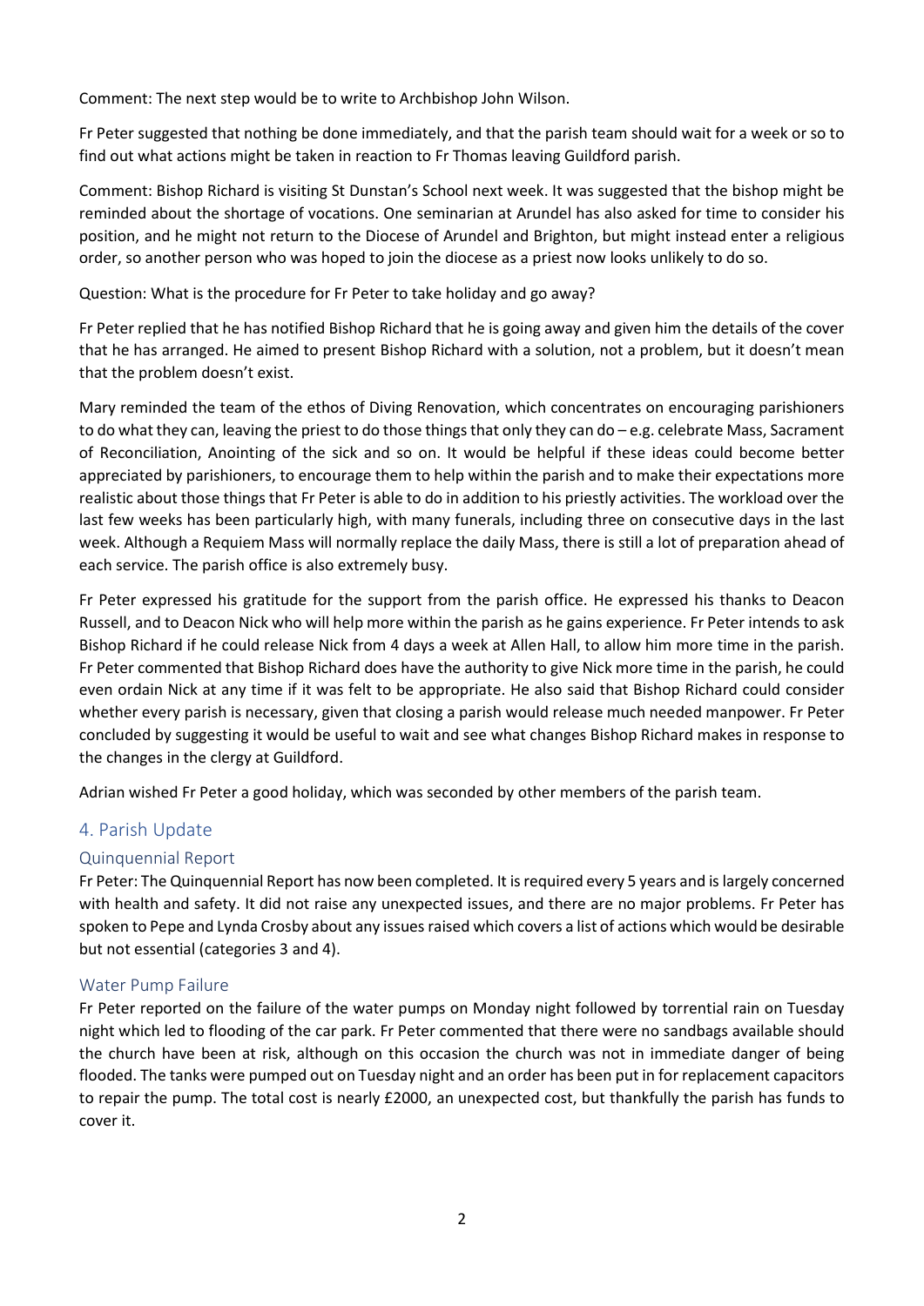Comment: The next step would be to write to Archbishop John Wilson.

Fr Peter suggested that nothing be done immediately, and that the parish team should wait for a week or so to find out what actions might be taken in reaction to Fr Thomas leaving Guildford parish.

Comment: Bishop Richard is visiting St Dunstan's School next week. It was suggested that the bishop might be reminded about the shortage of vocations. One seminarian at Arundel has also asked for time to consider his position, and he might not return to the Diocese of Arundel and Brighton, but might instead enter a religious order, so another person who was hoped to join the diocese as a priest now looks unlikely to do so.

Question: What is the procedure for Fr Peter to take holiday and go away?

Fr Peter replied that he has notified Bishop Richard that he is going away and given him the details of the cover that he has arranged. He aimed to present Bishop Richard with a solution, not a problem, but it doesn't mean that the problem doesn't exist.

Mary reminded the team of the ethos of Diving Renovation, which concentrates on encouraging parishioners to do what they can, leaving the priest to do those things that only they can do – e.g. celebrate Mass, Sacrament of Reconciliation, Anointing of the sick and so on. It would be helpful if these ideas could become better appreciated by parishioners, to encourage them to help within the parish and to make their expectations more realistic about those things that Fr Peter is able to do in addition to his priestly activities. The workload over the last few weeks has been particularly high, with many funerals, including three on consecutive days in the last week. Although a Requiem Mass will normally replace the daily Mass, there is still a lot of preparation ahead of each service. The parish office is also extremely busy.

Fr Peter expressed his gratitude for the support from the parish office. He expressed his thanks to Deacon Russell, and to Deacon Nick who will help more within the parish as he gains experience. Fr Peter intends to ask Bishop Richard if he could release Nick from 4 days a week at Allen Hall, to allow him more time in the parish. Fr Peter commented that Bishop Richard does have the authority to give Nick more time in the parish, he could even ordain Nick at any time if it was felt to be appropriate. He also said that Bishop Richard could consider whether every parish is necessary, given that closing a parish would release much needed manpower. Fr Peter concluded by suggesting it would be useful to wait and see what changes Bishop Richard makes in response to the changes in the clergy at Guildford.

Adrian wished Fr Peter a good holiday, which was seconded by other members of the parish team.

## 4. Parish Update

### Quinquennial Report

Fr Peter: The Quinquennial Report has now been completed. It is required every 5 years and is largely concerned with health and safety. It did not raise any unexpected issues, and there are no major problems. Fr Peter has spoken to Pepe and Lynda Crosby about any issues raised which covers a list of actions which would be desirable but not essential (categories 3 and 4).

### Water Pump Failure

Fr Peter reported on the failure of the water pumps on Monday night followed by torrential rain on Tuesday night which led to flooding of the car park. Fr Peter commented that there were no sandbags available should the church have been at risk, although on this occasion the church was not in immediate danger of being flooded. The tanks were pumped out on Tuesday night and an order has been put in for replacement capacitors to repair the pump. The total cost is nearly £2000, an unexpected cost, but thankfully the parish has funds to cover it.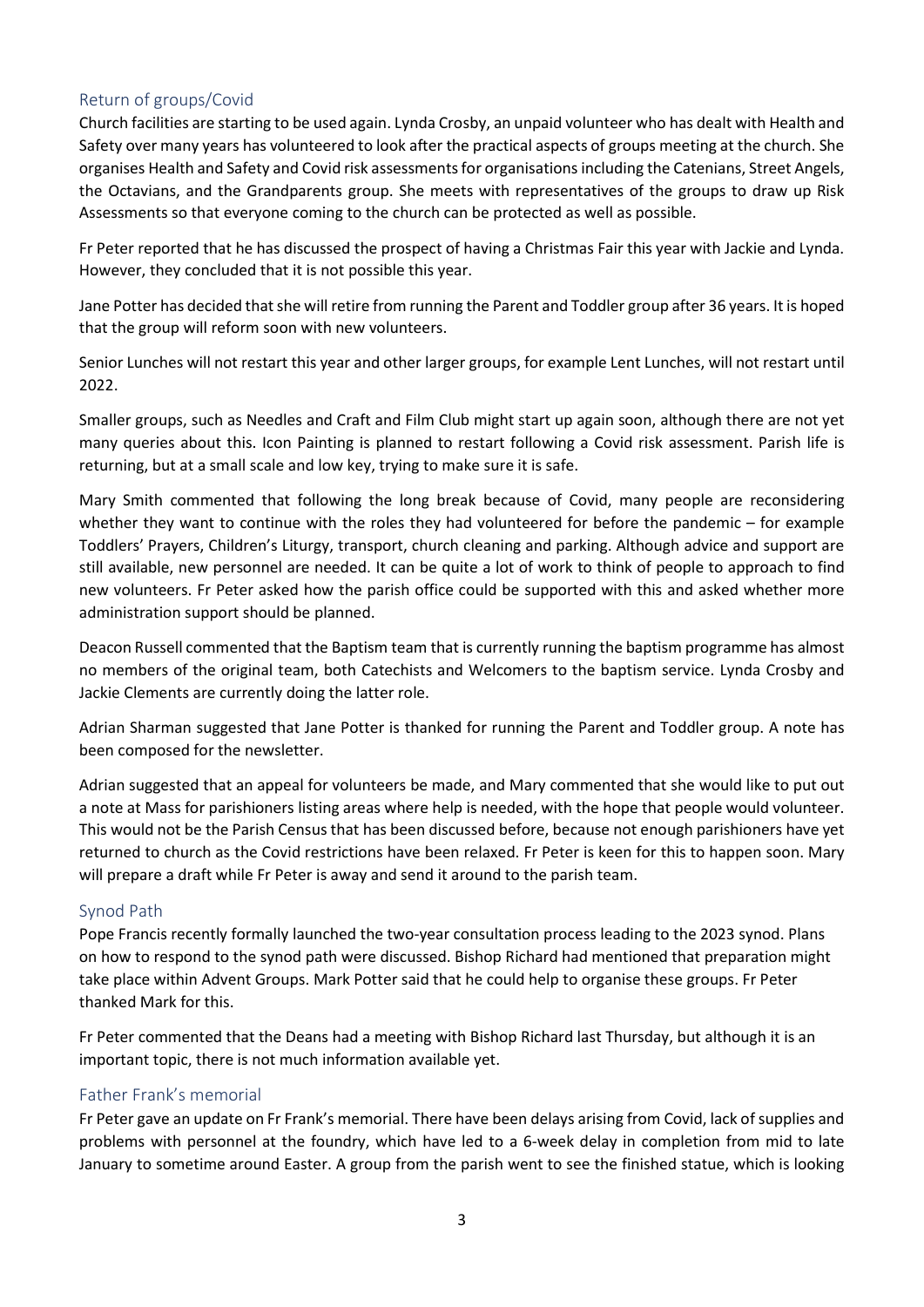## Return of groups/Covid

Church facilities are starting to be used again. Lynda Crosby, an unpaid volunteer who has dealt with Health and Safety over many years has volunteered to look after the practical aspects of groups meeting at the church. She organises Health and Safety and Covid risk assessments for organisations including the Catenians, Street Angels, the Octavians, and the Grandparents group. She meets with representatives of the groups to draw up Risk Assessments so that everyone coming to the church can be protected as well as possible.

Fr Peter reported that he has discussed the prospect of having a Christmas Fair this year with Jackie and Lynda. However, they concluded that it is not possible this year.

Jane Potter has decided that she will retire from running the Parent and Toddler group after 36 years. It is hoped that the group will reform soon with new volunteers.

Senior Lunches will not restart this year and other larger groups, for example Lent Lunches, will not restart until 2022.

Smaller groups, such as Needles and Craft and Film Club might start up again soon, although there are not yet many queries about this. Icon Painting is planned to restart following a Covid risk assessment. Parish life is returning, but at a small scale and low key, trying to make sure it is safe.

Mary Smith commented that following the long break because of Covid, many people are reconsidering whether they want to continue with the roles they had volunteered for before the pandemic – for example Toddlers' Prayers, Children's Liturgy, transport, church cleaning and parking. Although advice and support are still available, new personnel are needed. It can be quite a lot of work to think of people to approach to find new volunteers. Fr Peter asked how the parish office could be supported with this and asked whether more administration support should be planned.

Deacon Russell commented that the Baptism team that is currently running the baptism programme has almost no members of the original team, both Catechists and Welcomers to the baptism service. Lynda Crosby and Jackie Clements are currently doing the latter role.

Adrian Sharman suggested that Jane Potter is thanked for running the Parent and Toddler group. A note has been composed for the newsletter.

Adrian suggested that an appeal for volunteers be made, and Mary commented that she would like to put out a note at Mass for parishioners listing areas where help is needed, with the hope that people would volunteer. This would not be the Parish Census that has been discussed before, because not enough parishioners have yet returned to church as the Covid restrictions have been relaxed. Fr Peter is keen for this to happen soon. Mary will prepare a draft while Fr Peter is away and send it around to the parish team.

## Synod Path

Pope Francis recently formally launched the two-year consultation process leading to the 2023 synod. Plans on how to respond to the synod path were discussed. Bishop Richard had mentioned that preparation might take place within Advent Groups. Mark Potter said that he could help to organise these groups. Fr Peter thanked Mark for this.

Fr Peter commented that the Deans had a meeting with Bishop Richard last Thursday, but although it is an important topic, there is not much information available yet.

## Father Frank's memorial

Fr Peter gave an update on Fr Frank's memorial. There have been delays arising from Covid, lack of supplies and problems with personnel at the foundry, which have led to a 6-week delay in completion from mid to late January to sometime around Easter. A group from the parish went to see the finished statue, which is looking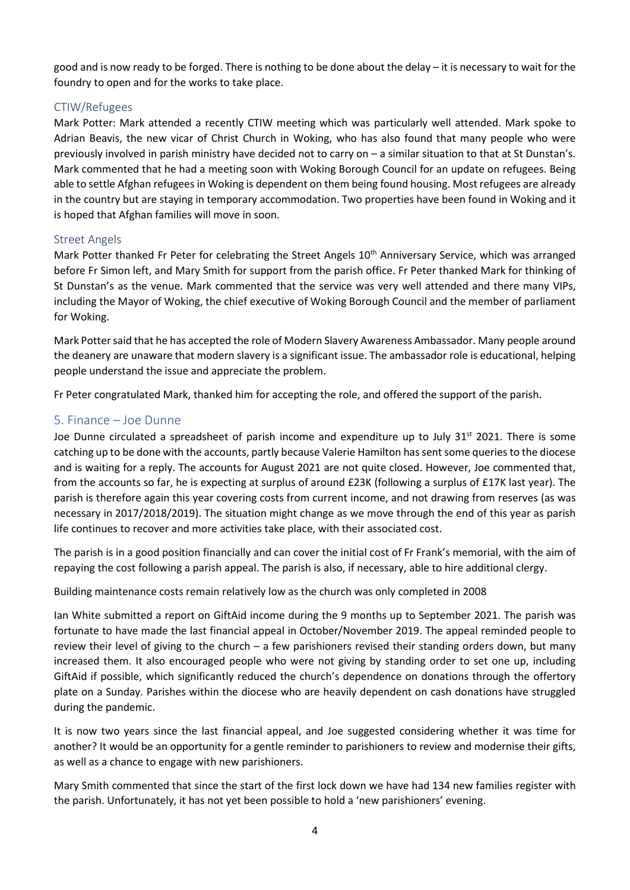good and is now ready to be forged. There is nothing to be done about the delay – it is necessary to wait for the foundry to open and for the works to take place.

### CTIW/Refugees

Mark Potter: Mark attended a recently CTIW meeting which was particularly well attended. Mark spoke to Adrian Beavis, the new vicar of Christ Church in Woking, who has also found that many people who were previously involved in parish ministry have decided not to carry on – a similar situation to that at St Dunstan's. Mark commented that he had a meeting soon with Woking Borough Council for an update on refugees. Being able to settle Afghan refugees in Woking is dependent on them being found housing. Most refugees are already in the country but are staying in temporary accommodation. Two properties have been found in Woking and it is hoped that Afghan families will move in soon.

### Street Angels

Mark Potter thanked Fr Peter for celebrating the Street Angels 10th Anniversary Service, which was arranged before Fr Simon left, and Mary Smith for support from the parish office. Fr Peter thanked Mark for thinking of St Dunstan's as the venue. Mark commented that the service was very well attended and there many VIPs, including the Mayor of Woking, the chief executive of Woking Borough Council and the member of parliament for Woking.

Mark Potter said that he has accepted the role of Modern Slavery Awareness Ambassador. Many people around the deanery are unaware that modern slavery is a significant issue. The ambassador role is educational, helping people understand the issue and appreciate the problem.

Fr Peter congratulated Mark, thanked him for accepting the role, and offered the support of the parish.

## 5. Finance – Joe Dunne

Joe Dunne circulated a spreadsheet of parish income and expenditure up to July 31st 2021. There is some catching up to be done with the accounts, partly because Valerie Hamilton has sent some queries to the diocese and is waiting for a reply. The accounts for August 2021 are not quite closed. However, Joe commented that, from the accounts so far, he is expecting at surplus of around £23K (following a surplus of £17K last year). The parish is therefore again this year covering costs from current income, and not drawing from reserves (as was necessary in 2017/2018/2019). The situation might change as we move through the end of this year as parish life continues to recover and more activities take place, with their associated cost.

The parish is in a good position financially and can cover the initial cost of Fr Frank's memorial, with the aim of repaying the cost following a parish appeal. The parish is also, if necessary, able to hire additional clergy.

Building maintenance costs remain relatively low as the church was only completed in 2008

Ian White submitted a report on GiftAid income during the 9 months up to September 2021. The parish was fortunate to have made the last financial appeal in October/November 2019. The appeal reminded people to review their level of giving to the church – a few parishioners revised their standing orders down, but many increased them. It also encouraged people who were not giving by standing order to set one up, including GiftAid if possible, which significantly reduced the church's dependence on donations through the offertory plate on a Sunday. Parishes within the diocese who are heavily dependent on cash donations have struggled during the pandemic.

It is now two years since the last financial appeal, and Joe suggested considering whether it was time for another? It would be an opportunity for a gentle reminder to parishioners to review and modernise their gifts, as well as a chance to engage with new parishioners.

Mary Smith commented that since the start of the first lock down we have had 134 new families register with the parish. Unfortunately, it has not yet been possible to hold a 'new parishioners' evening.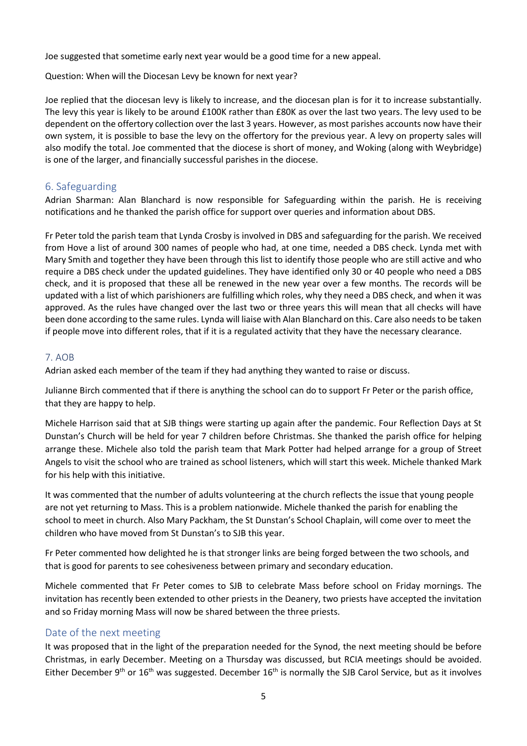Joe suggested that sometime early next year would be a good time for a new appeal.

Question: When will the Diocesan Levy be known for next year?

Joe replied that the diocesan levy is likely to increase, and the diocesan plan is for it to increase substantially. The levy this year is likely to be around £100K rather than £80K as over the last two years. The levy used to be dependent on the offertory collection over the last 3 years. However, as most parishes accounts now have their own system, it is possible to base the levy on the offertory for the previous year. A levy on property sales will also modify the total. Joe commented that the diocese is short of money, and Woking (along with Weybridge) is one of the larger, and financially successful parishes in the diocese.

## 6. Safeguarding

Adrian Sharman: Alan Blanchard is now responsible for Safeguarding within the parish. He is receiving notifications and he thanked the parish office for support over queries and information about DBS.

Fr Peter told the parish team that Lynda Crosby is involved in DBS and safeguarding for the parish. We received from Hove a list of around 300 names of people who had, at one time, needed a DBS check. Lynda met with Mary Smith and together they have been through this list to identify those people who are still active and who require a DBS check under the updated guidelines. They have identified only 30 or 40 people who need a DBS check, and it is proposed that these all be renewed in the new year over a few months. The records will be updated with a list of which parishioners are fulfilling which roles, why they need a DBS check, and when it was approved. As the rules have changed over the last two or three years this will mean that all checks will have been done according to the same rules. Lynda will liaise with Alan Blanchard on this. Care also needs to be taken if people move into different roles, that if it is a regulated activity that they have the necessary clearance.

## 7. AOB

Adrian asked each member of the team if they had anything they wanted to raise or discuss.

Julianne Birch commented that if there is anything the school can do to support Fr Peter or the parish office, that they are happy to help.

Michele Harrison said that at SJB things were starting up again after the pandemic. Four Reflection Days at St Dunstan's Church will be held for year 7 children before Christmas. She thanked the parish office for helping arrange these. Michele also told the parish team that Mark Potter had helped arrange for a group of Street Angels to visit the school who are trained as school listeners, which will start this week. Michele thanked Mark for his help with this initiative.

It was commented that the number of adults volunteering at the church reflects the issue that young people are not yet returning to Mass. This is a problem nationwide. Michele thanked the parish for enabling the school to meet in church. Also Mary Packham, the St Dunstan's School Chaplain, will come over to meet the children who have moved from St Dunstan's to SJB this year.

Fr Peter commented how delighted he is that stronger links are being forged between the two schools, and that is good for parents to see cohesiveness between primary and secondary education.

Michele commented that Fr Peter comes to SJB to celebrate Mass before school on Friday mornings. The invitation has recently been extended to other priests in the Deanery, two priests have accepted the invitation and so Friday morning Mass will now be shared between the three priests.

## Date of the next meeting

It was proposed that in the light of the preparation needed for the Synod, the next meeting should be before Christmas, in early December. Meeting on a Thursday was discussed, but RCIA meetings should be avoided. Either December 9th or 16th was suggested. December 16th is normally the SJB Carol Service, but as it involves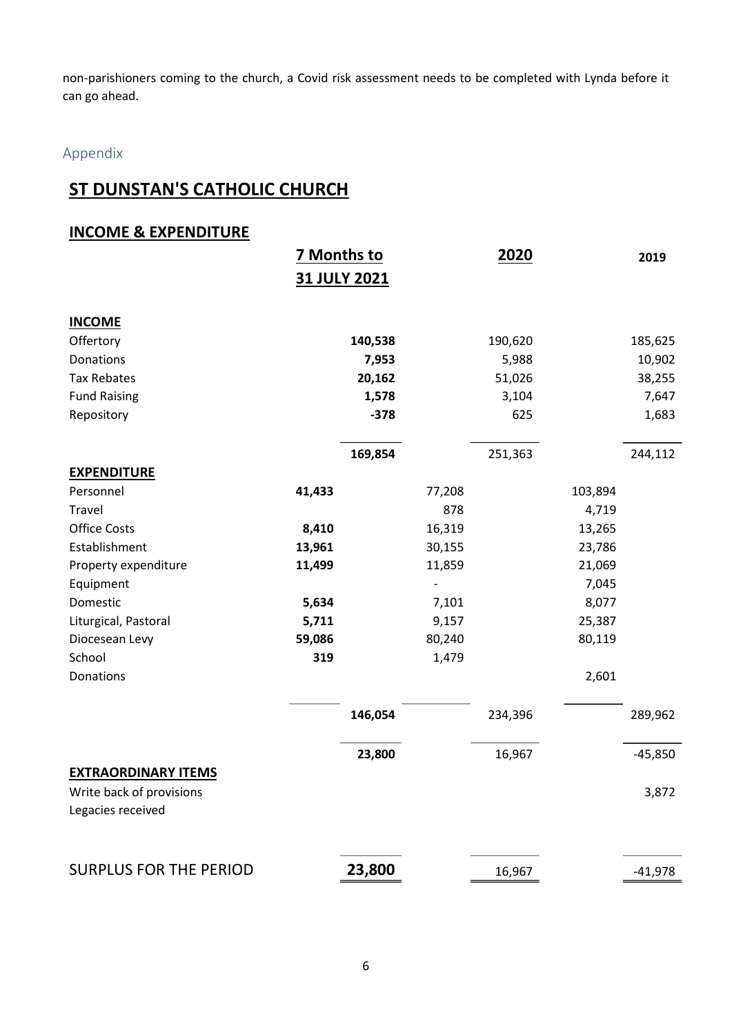non-parishioners coming to the church, a Covid risk assessment needs to be completed with Lynda before it can go ahead.

## Appendix

# ST DUNSTAN'S CATHOLIC CHURCH

## INCOME & EXPENDITURE

| | 7 Months to 31 JULY 2021 | | 2020 | | 2019 |
|---|---|---|---|---|---|
| **INCOME** | | | | | |
| Offertory | | **140,538** | | 190,620 | 185,625 |
| Donations | | **7,953** | | 5,988 | 10,902 |
| Tax Rebates | | **20,162** | | 51,026 | 38,255 |
| Fund Raising | | **1,578** | | 3,104 | 7,647 |
| Repository | | **-378** | | 625 | 1,683 |
| | | **169,854** | | 251,363 | 244,112 |
| **EXPENDITURE** | | | | | |
| Personnel | **41,433** | | 77,208 | 103,894 | |
| Travel | | | 878 | 4,719 | |
| Office Costs | **8,410** | | 16,319 | 13,265 | |
| Establishment | **13,961** | | 30,155 | 23,786 | |
| Property expenditure | **11,499** | | 11,859 | 21,069 | |
| Equipment | | | - | 7,045 | |
| Domestic | **5,634** | | 7,101 | 8,077 | |
| Liturgical, Pastoral | **5,711** | | 9,157 | 25,387 | |
| Diocesean Levy | **59,086** | | 80,240 | 80,119 | |
| School | **319** | | 1,479 | | |
| Donations | | | | 2,601 | |
| | | **146,054** | | 234,396 | 289,962 |
| | | **23,800** | | 16,967 | -45,850 |
| **EXTRAORDINARY ITEMS** | | | | | |
| Write back of provisions | | | | | 3,872 |
| Legacies received | | | | | |
| SURPLUS FOR THE PERIOD | | **23,800** | | 16,967 | -41,978 |